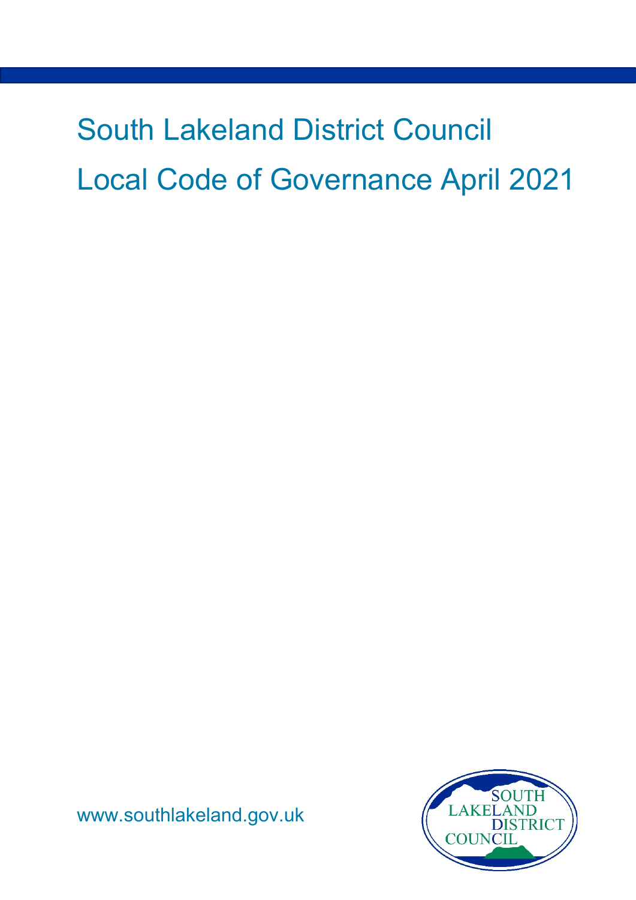# South Lakeland District Council

# Local Code of Governance April 2021

www.southlakeland.gov.uk

SOUTH LAKELAND DISTRICT COUNCIL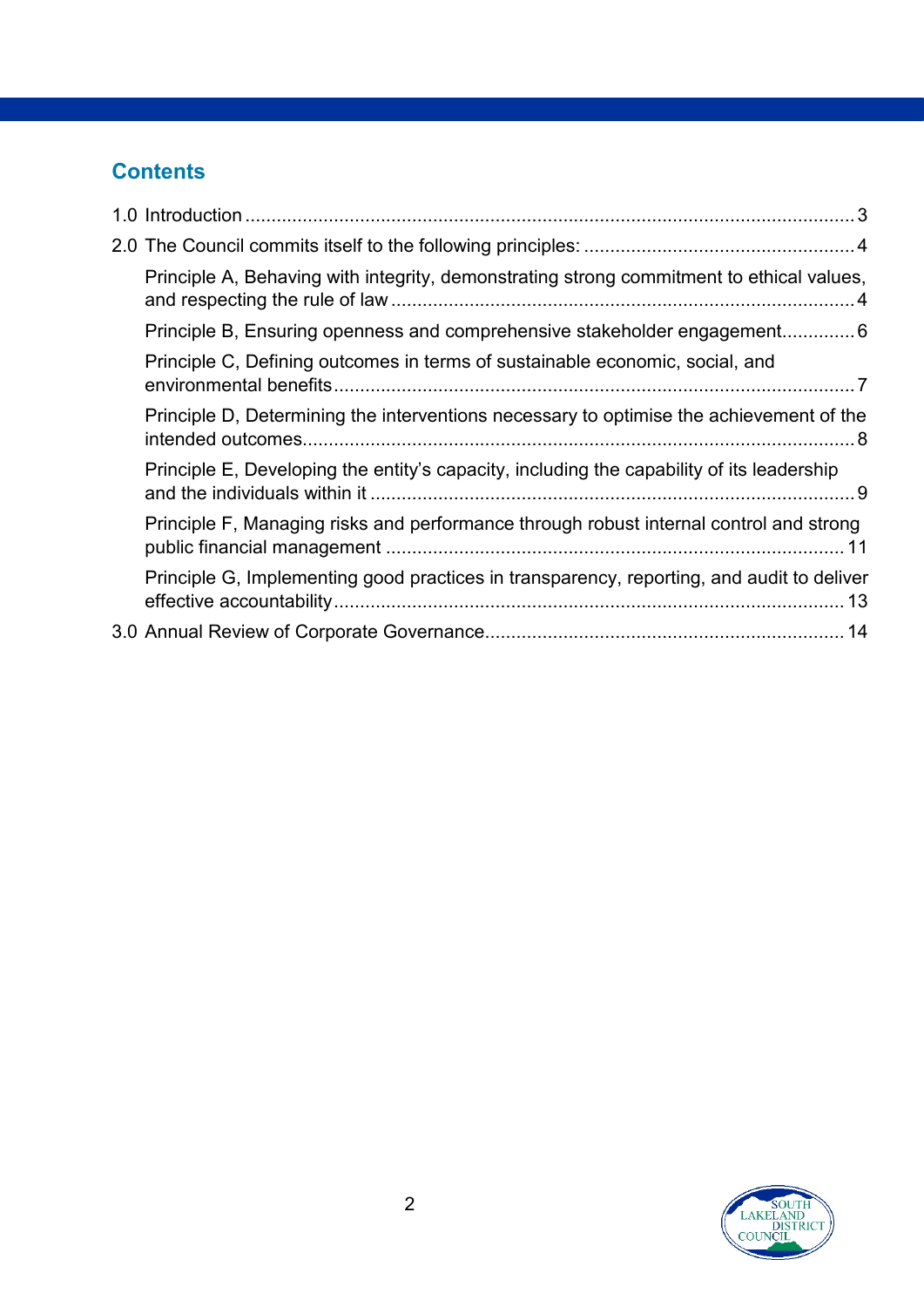## Contents

1.0 Introduction .................................................................................................................... 3

2.0 The Council commits itself to the following principles: .................................................... 4

- Principle A, Behaving with integrity, demonstrating strong commitment to ethical values, and respecting the rule of law ......................................................................................... 4
- Principle B, Ensuring openness and comprehensive stakeholder engagement.............. 6
- Principle C, Defining outcomes in terms of sustainable economic, social, and environmental benefits .................................................................................................... 7
- Principle D, Determining the interventions necessary to optimise the achievement of the intended outcomes.......................................................................................................... 8
- Principle E, Developing the entity's capacity, including the capability of its leadership and the individuals within it ............................................................................................. 9
- Principle F, Managing risks and performance through robust internal control and strong public financial management ....................................................................................... 11
- Principle G, Implementing good practices in transparency, reporting, and audit to deliver effective accountability ................................................................................................. 13

3.0 Annual Review of Corporate Governance.................................................................... 14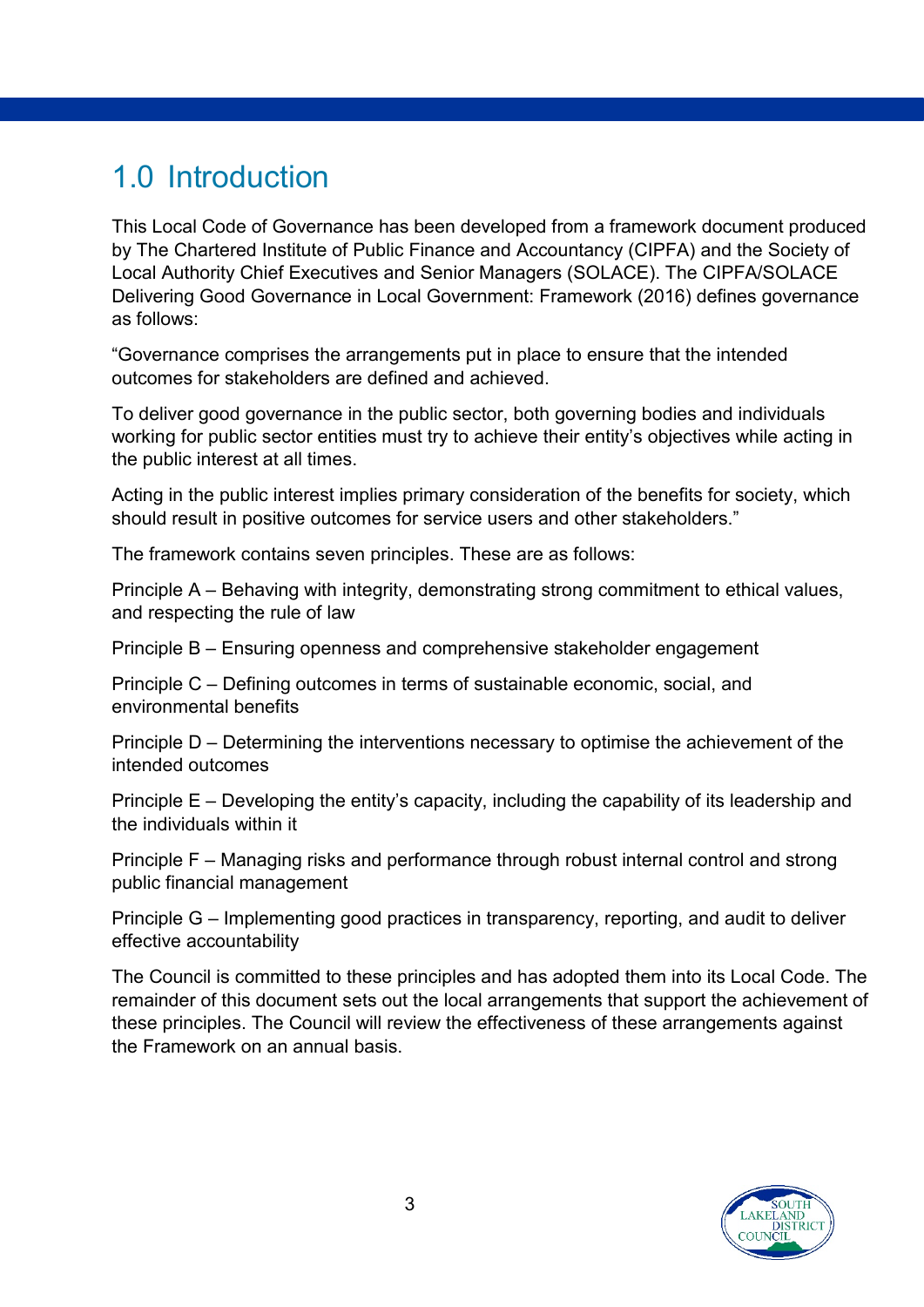# 1.0 Introduction

This Local Code of Governance has been developed from a framework document produced by The Chartered Institute of Public Finance and Accountancy (CIPFA) and the Society of Local Authority Chief Executives and Senior Managers (SOLACE). The CIPFA/SOLACE Delivering Good Governance in Local Government: Framework (2016) defines governance as follows:

"Governance comprises the arrangements put in place to ensure that the intended outcomes for stakeholders are defined and achieved.

To deliver good governance in the public sector, both governing bodies and individuals working for public sector entities must try to achieve their entity's objectives while acting in the public interest at all times.

Acting in the public interest implies primary consideration of the benefits for society, which should result in positive outcomes for service users and other stakeholders."

The framework contains seven principles. These are as follows:

Principle A – Behaving with integrity, demonstrating strong commitment to ethical values, and respecting the rule of law

Principle B – Ensuring openness and comprehensive stakeholder engagement

Principle C – Defining outcomes in terms of sustainable economic, social, and environmental benefits

Principle D – Determining the interventions necessary to optimise the achievement of the intended outcomes

Principle E – Developing the entity's capacity, including the capability of its leadership and the individuals within it

Principle F – Managing risks and performance through robust internal control and strong public financial management

Principle G – Implementing good practices in transparency, reporting, and audit to deliver effective accountability

The Council is committed to these principles and has adopted them into its Local Code. The remainder of this document sets out the local arrangements that support the achievement of these principles. The Council will review the effectiveness of these arrangements against the Framework on an annual basis.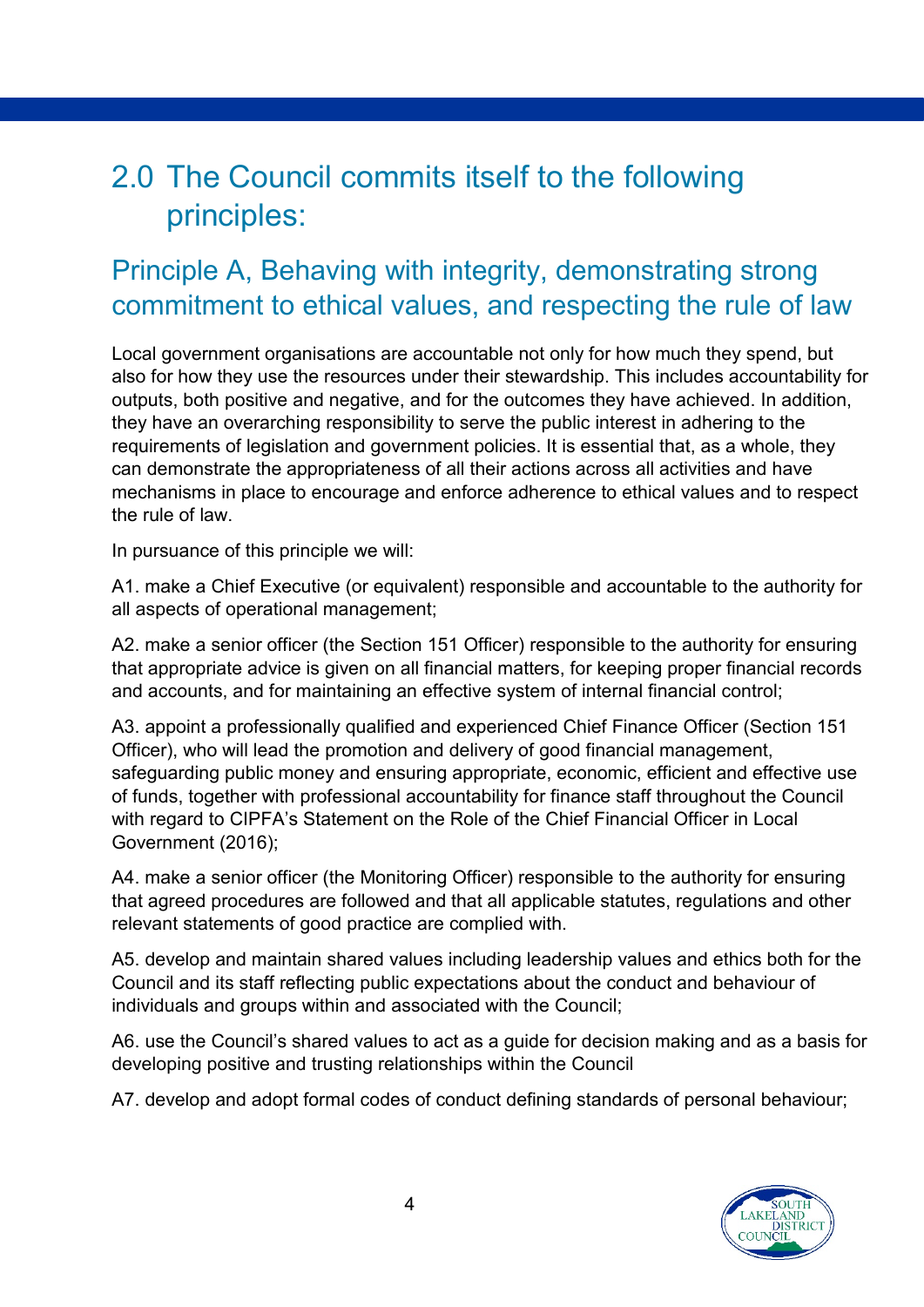# 2.0 The Council commits itself to the following principles:

## Principle A, Behaving with integrity, demonstrating strong commitment to ethical values, and respecting the rule of law

Local government organisations are accountable not only for how much they spend, but also for how they use the resources under their stewardship. This includes accountability for outputs, both positive and negative, and for the outcomes they have achieved. In addition, they have an overarching responsibility to serve the public interest in adhering to the requirements of legislation and government policies. It is essential that, as a whole, they can demonstrate the appropriateness of all their actions across all activities and have mechanisms in place to encourage and enforce adherence to ethical values and to respect the rule of law.

In pursuance of this principle we will:

A1. make a Chief Executive (or equivalent) responsible and accountable to the authority for all aspects of operational management;

A2. make a senior officer (the Section 151 Officer) responsible to the authority for ensuring that appropriate advice is given on all financial matters, for keeping proper financial records and accounts, and for maintaining an effective system of internal financial control;

A3. appoint a professionally qualified and experienced Chief Finance Officer (Section 151 Officer), who will lead the promotion and delivery of good financial management, safeguarding public money and ensuring appropriate, economic, efficient and effective use of funds, together with professional accountability for finance staff throughout the Council with regard to CIPFA's Statement on the Role of the Chief Financial Officer in Local Government (2016);

A4. make a senior officer (the Monitoring Officer) responsible to the authority for ensuring that agreed procedures are followed and that all applicable statutes, regulations and other relevant statements of good practice are complied with.

A5. develop and maintain shared values including leadership values and ethics both for the Council and its staff reflecting public expectations about the conduct and behaviour of individuals and groups within and associated with the Council;

A6. use the Council's shared values to act as a guide for decision making and as a basis for developing positive and trusting relationships within the Council

A7. develop and adopt formal codes of conduct defining standards of personal behaviour;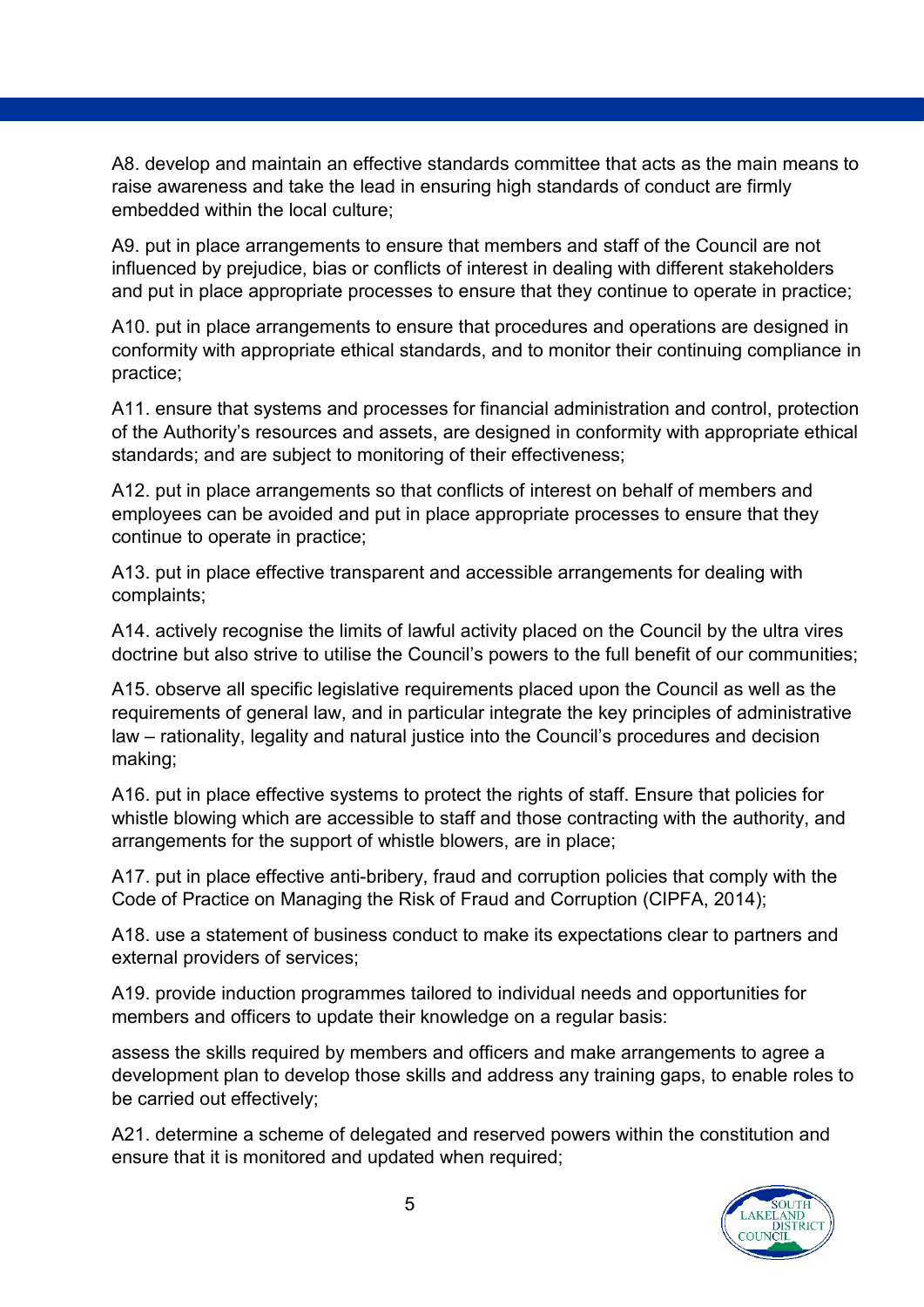A8. develop and maintain an effective standards committee that acts as the main means to raise awareness and take the lead in ensuring high standards of conduct are firmly embedded within the local culture;

A9. put in place arrangements to ensure that members and staff of the Council are not influenced by prejudice, bias or conflicts of interest in dealing with different stakeholders and put in place appropriate processes to ensure that they continue to operate in practice;

A10. put in place arrangements to ensure that procedures and operations are designed in conformity with appropriate ethical standards, and to monitor their continuing compliance in practice;

A11. ensure that systems and processes for financial administration and control, protection of the Authority's resources and assets, are designed in conformity with appropriate ethical standards; and are subject to monitoring of their effectiveness;

A12. put in place arrangements so that conflicts of interest on behalf of members and employees can be avoided and put in place appropriate processes to ensure that they continue to operate in practice;

A13. put in place effective transparent and accessible arrangements for dealing with complaints;

A14. actively recognise the limits of lawful activity placed on the Council by the ultra vires doctrine but also strive to utilise the Council's powers to the full benefit of our communities;

A15. observe all specific legislative requirements placed upon the Council as well as the requirements of general law, and in particular integrate the key principles of administrative law – rationality, legality and natural justice into the Council's procedures and decision making;

A16. put in place effective systems to protect the rights of staff. Ensure that policies for whistle blowing which are accessible to staff and those contracting with the authority, and arrangements for the support of whistle blowers, are in place;

A17. put in place effective anti-bribery, fraud and corruption policies that comply with the Code of Practice on Managing the Risk of Fraud and Corruption (CIPFA, 2014);

A18. use a statement of business conduct to make its expectations clear to partners and external providers of services;

A19. provide induction programmes tailored to individual needs and opportunities for members and officers to update their knowledge on a regular basis:

assess the skills required by members and officers and make arrangements to agree a development plan to develop those skills and address any training gaps, to enable roles to be carried out effectively;

A21. determine a scheme of delegated and reserved powers within the constitution and ensure that it is monitored and updated when required;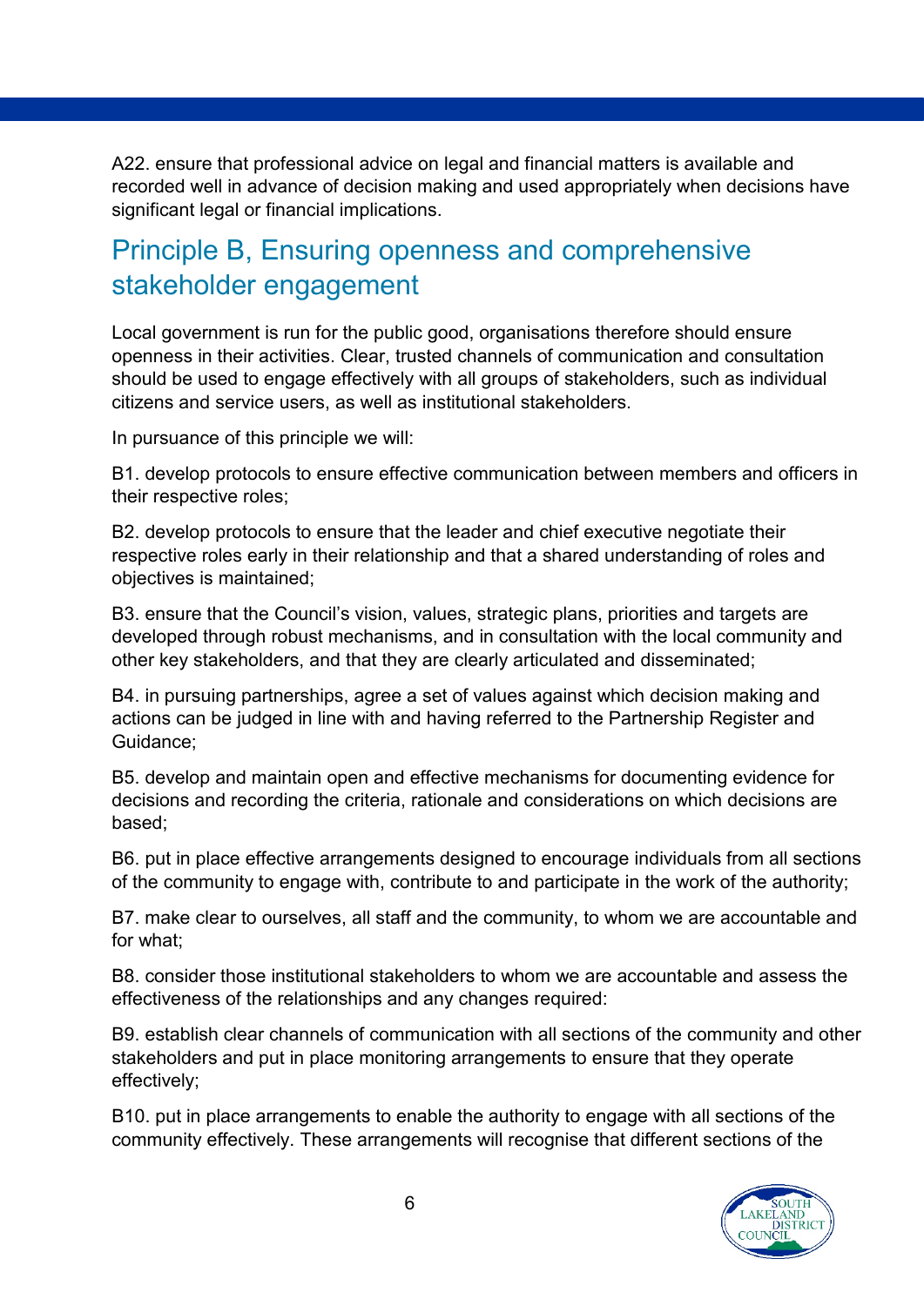A22. ensure that professional advice on legal and financial matters is available and recorded well in advance of decision making and used appropriately when decisions have significant legal or financial implications.

## Principle B, Ensuring openness and comprehensive stakeholder engagement

Local government is run for the public good, organisations therefore should ensure openness in their activities. Clear, trusted channels of communication and consultation should be used to engage effectively with all groups of stakeholders, such as individual citizens and service users, as well as institutional stakeholders.

In pursuance of this principle we will:

B1. develop protocols to ensure effective communication between members and officers in their respective roles;

B2. develop protocols to ensure that the leader and chief executive negotiate their respective roles early in their relationship and that a shared understanding of roles and objectives is maintained;

B3. ensure that the Council's vision, values, strategic plans, priorities and targets are developed through robust mechanisms, and in consultation with the local community and other key stakeholders, and that they are clearly articulated and disseminated;

B4. in pursuing partnerships, agree a set of values against which decision making and actions can be judged in line with and having referred to the Partnership Register and Guidance;

B5. develop and maintain open and effective mechanisms for documenting evidence for decisions and recording the criteria, rationale and considerations on which decisions are based;

B6. put in place effective arrangements designed to encourage individuals from all sections of the community to engage with, contribute to and participate in the work of the authority;

B7. make clear to ourselves, all staff and the community, to whom we are accountable and for what;

B8. consider those institutional stakeholders to whom we are accountable and assess the effectiveness of the relationships and any changes required:

B9. establish clear channels of communication with all sections of the community and other stakeholders and put in place monitoring arrangements to ensure that they operate effectively;

B10. put in place arrangements to enable the authority to engage with all sections of the community effectively. These arrangements will recognise that different sections of the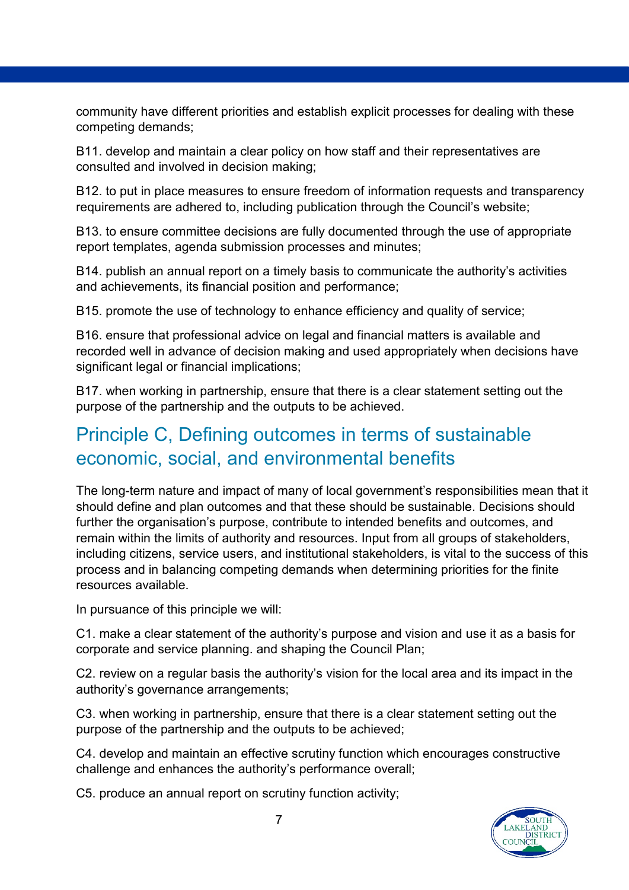community have different priorities and establish explicit processes for dealing with these competing demands;

B11. develop and maintain a clear policy on how staff and their representatives are consulted and involved in decision making;

B12. to put in place measures to ensure freedom of information requests and transparency requirements are adhered to, including publication through the Council's website;

B13. to ensure committee decisions are fully documented through the use of appropriate report templates, agenda submission processes and minutes;

B14. publish an annual report on a timely basis to communicate the authority's activities and achievements, its financial position and performance;

B15. promote the use of technology to enhance efficiency and quality of service;

B16. ensure that professional advice on legal and financial matters is available and recorded well in advance of decision making and used appropriately when decisions have significant legal or financial implications;

B17. when working in partnership, ensure that there is a clear statement setting out the purpose of the partnership and the outputs to be achieved.

## Principle C, Defining outcomes in terms of sustainable economic, social, and environmental benefits

The long-term nature and impact of many of local government's responsibilities mean that it should define and plan outcomes and that these should be sustainable. Decisions should further the organisation's purpose, contribute to intended benefits and outcomes, and remain within the limits of authority and resources. Input from all groups of stakeholders, including citizens, service users, and institutional stakeholders, is vital to the success of this process and in balancing competing demands when determining priorities for the finite resources available.

In pursuance of this principle we will:

C1. make a clear statement of the authority's purpose and vision and use it as a basis for corporate and service planning. and shaping the Council Plan;

C2. review on a regular basis the authority's vision for the local area and its impact in the authority's governance arrangements;

C3. when working in partnership, ensure that there is a clear statement setting out the purpose of the partnership and the outputs to be achieved;

C4. develop and maintain an effective scrutiny function which encourages constructive challenge and enhances the authority's performance overall;

C5. produce an annual report on scrutiny function activity;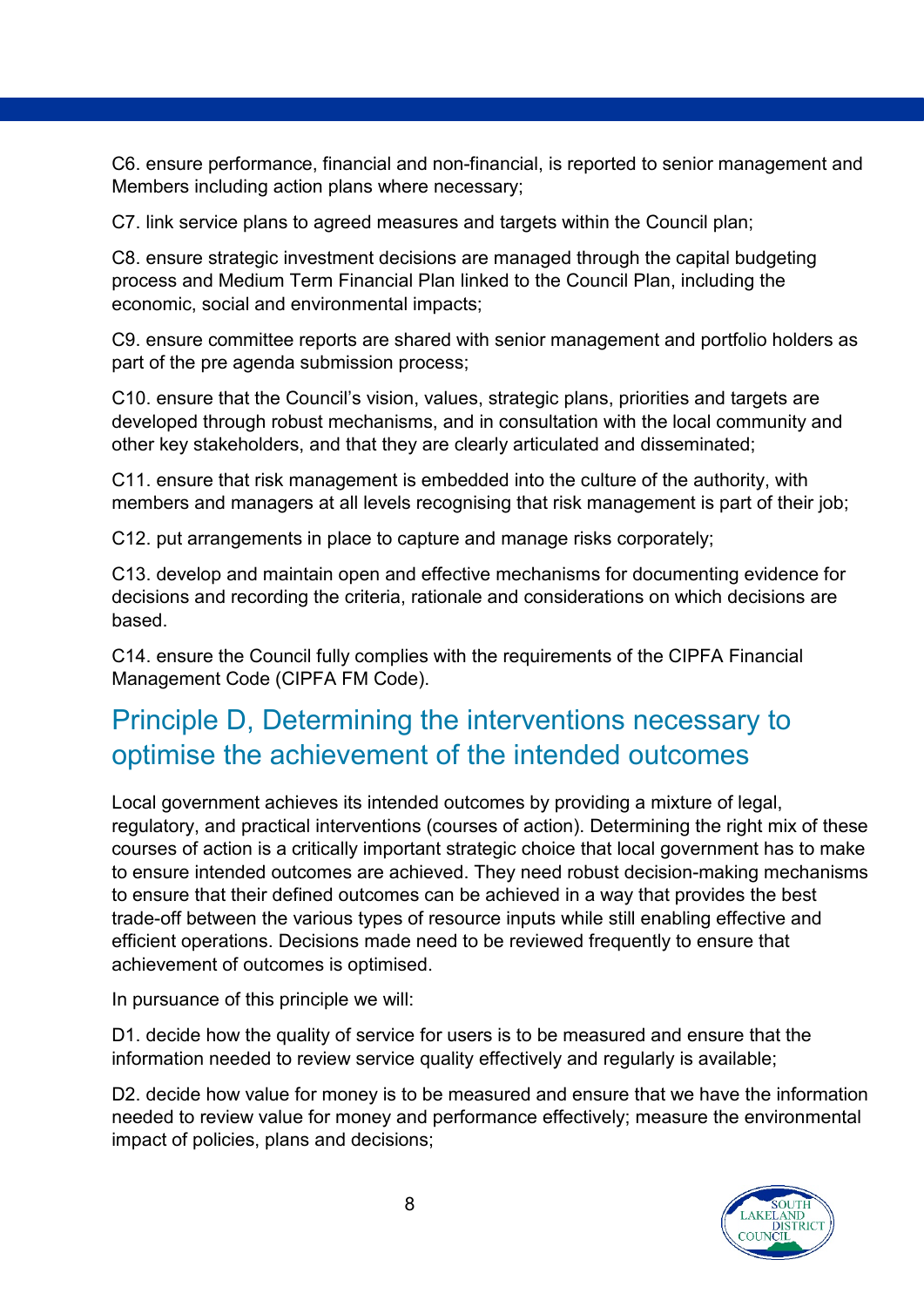C6. ensure performance, financial and non-financial, is reported to senior management and Members including action plans where necessary;

C7. link service plans to agreed measures and targets within the Council plan;

C8. ensure strategic investment decisions are managed through the capital budgeting process and Medium Term Financial Plan linked to the Council Plan, including the economic, social and environmental impacts;

C9. ensure committee reports are shared with senior management and portfolio holders as part of the pre agenda submission process;

C10. ensure that the Council's vision, values, strategic plans, priorities and targets are developed through robust mechanisms, and in consultation with the local community and other key stakeholders, and that they are clearly articulated and disseminated;

C11. ensure that risk management is embedded into the culture of the authority, with members and managers at all levels recognising that risk management is part of their job;

C12. put arrangements in place to capture and manage risks corporately;

C13. develop and maintain open and effective mechanisms for documenting evidence for decisions and recording the criteria, rationale and considerations on which decisions are based.

C14. ensure the Council fully complies with the requirements of the CIPFA Financial Management Code (CIPFA FM Code).

## Principle D, Determining the interventions necessary to optimise the achievement of the intended outcomes

Local government achieves its intended outcomes by providing a mixture of legal, regulatory, and practical interventions (courses of action). Determining the right mix of these courses of action is a critically important strategic choice that local government has to make to ensure intended outcomes are achieved. They need robust decision-making mechanisms to ensure that their defined outcomes can be achieved in a way that provides the best trade-off between the various types of resource inputs while still enabling effective and efficient operations. Decisions made need to be reviewed frequently to ensure that achievement of outcomes is optimised.

In pursuance of this principle we will:

D1. decide how the quality of service for users is to be measured and ensure that the information needed to review service quality effectively and regularly is available;

D2. decide how value for money is to be measured and ensure that we have the information needed to review value for money and performance effectively; measure the environmental impact of policies, plans and decisions;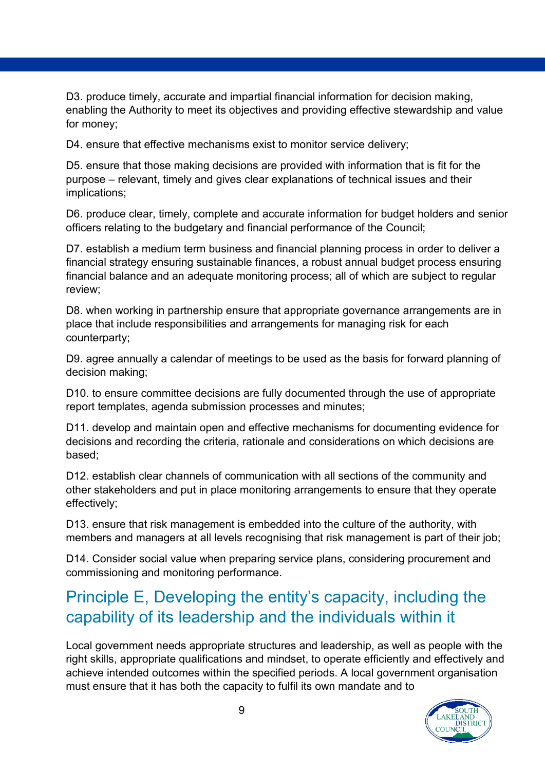D3. produce timely, accurate and impartial financial information for decision making, enabling the Authority to meet its objectives and providing effective stewardship and value for money;

D4. ensure that effective mechanisms exist to monitor service delivery;

D5. ensure that those making decisions are provided with information that is fit for the purpose – relevant, timely and gives clear explanations of technical issues and their implications;

D6. produce clear, timely, complete and accurate information for budget holders and senior officers relating to the budgetary and financial performance of the Council;

D7. establish a medium term business and financial planning process in order to deliver a financial strategy ensuring sustainable finances, a robust annual budget process ensuring financial balance and an adequate monitoring process; all of which are subject to regular review;

D8. when working in partnership ensure that appropriate governance arrangements are in place that include responsibilities and arrangements for managing risk for each counterparty;

D9. agree annually a calendar of meetings to be used as the basis for forward planning of decision making;

D10. to ensure committee decisions are fully documented through the use of appropriate report templates, agenda submission processes and minutes;

D11. develop and maintain open and effective mechanisms for documenting evidence for decisions and recording the criteria, rationale and considerations on which decisions are based;

D12. establish clear channels of communication with all sections of the community and other stakeholders and put in place monitoring arrangements to ensure that they operate effectively;

D13. ensure that risk management is embedded into the culture of the authority, with members and managers at all levels recognising that risk management is part of their job;

D14. Consider social value when preparing service plans, considering procurement and commissioning and monitoring performance.

## Principle E, Developing the entity's capacity, including the capability of its leadership and the individuals within it

Local government needs appropriate structures and leadership, as well as people with the right skills, appropriate qualifications and mindset, to operate efficiently and effectively and achieve intended outcomes within the specified periods. A local government organisation must ensure that it has both the capacity to fulfil its own mandate and to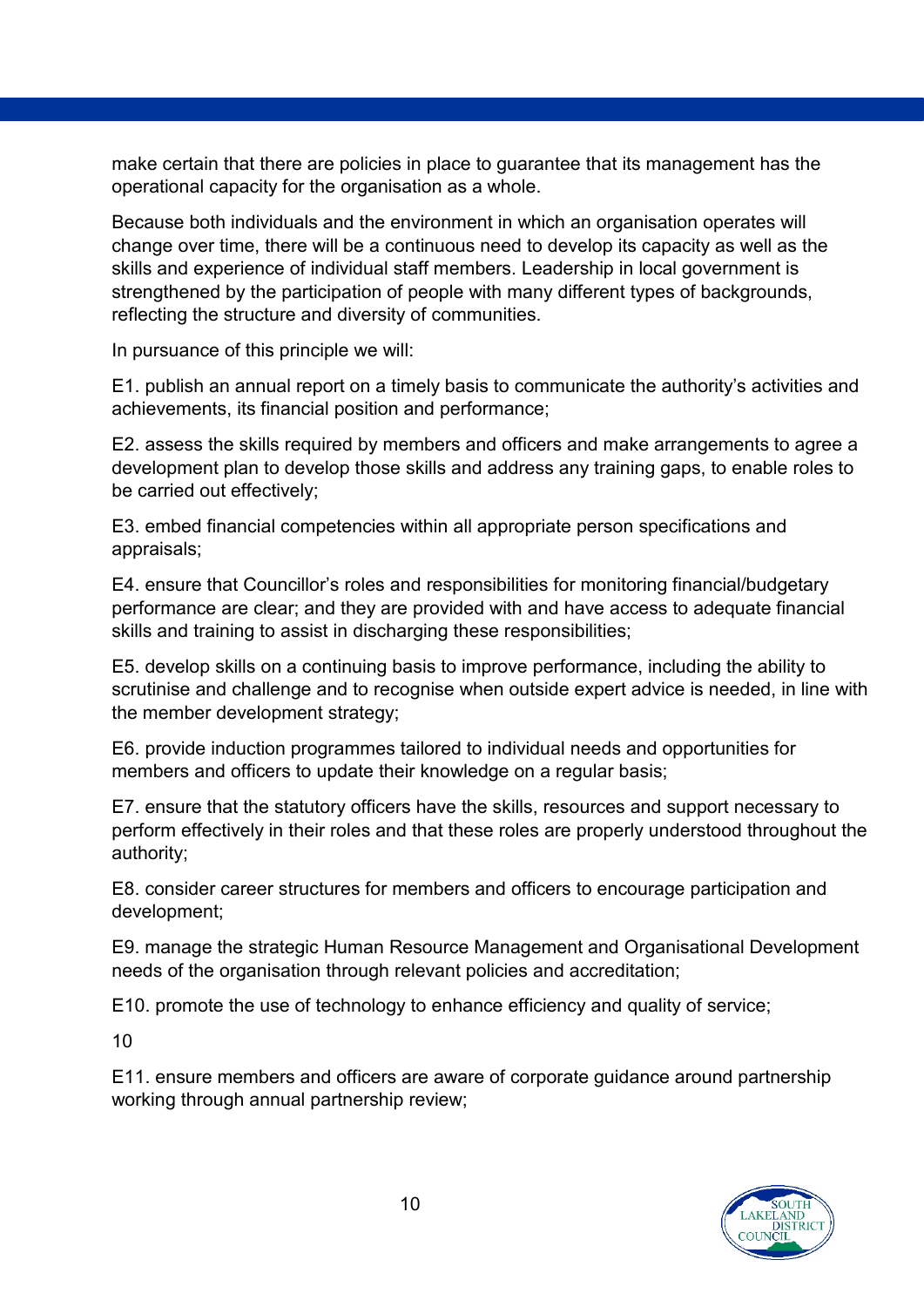make certain that there are policies in place to guarantee that its management has the operational capacity for the organisation as a whole.

Because both individuals and the environment in which an organisation operates will change over time, there will be a continuous need to develop its capacity as well as the skills and experience of individual staff members. Leadership in local government is strengthened by the participation of people with many different types of backgrounds, reflecting the structure and diversity of communities.

In pursuance of this principle we will:

E1. publish an annual report on a timely basis to communicate the authority's activities and achievements, its financial position and performance;

E2. assess the skills required by members and officers and make arrangements to agree a development plan to develop those skills and address any training gaps, to enable roles to be carried out effectively;

E3. embed financial competencies within all appropriate person specifications and appraisals;

E4. ensure that Councillor's roles and responsibilities for monitoring financial/budgetary performance are clear; and they are provided with and have access to adequate financial skills and training to assist in discharging these responsibilities;

E5. develop skills on a continuing basis to improve performance, including the ability to scrutinise and challenge and to recognise when outside expert advice is needed, in line with the member development strategy;

E6. provide induction programmes tailored to individual needs and opportunities for members and officers to update their knowledge on a regular basis;

E7. ensure that the statutory officers have the skills, resources and support necessary to perform effectively in their roles and that these roles are properly understood throughout the authority;

E8. consider career structures for members and officers to encourage participation and development;

E9. manage the strategic Human Resource Management and Organisational Development needs of the organisation through relevant policies and accreditation;

E10. promote the use of technology to enhance efficiency and quality of service;

E11. ensure members and officers are aware of corporate guidance around partnership working through annual partnership review;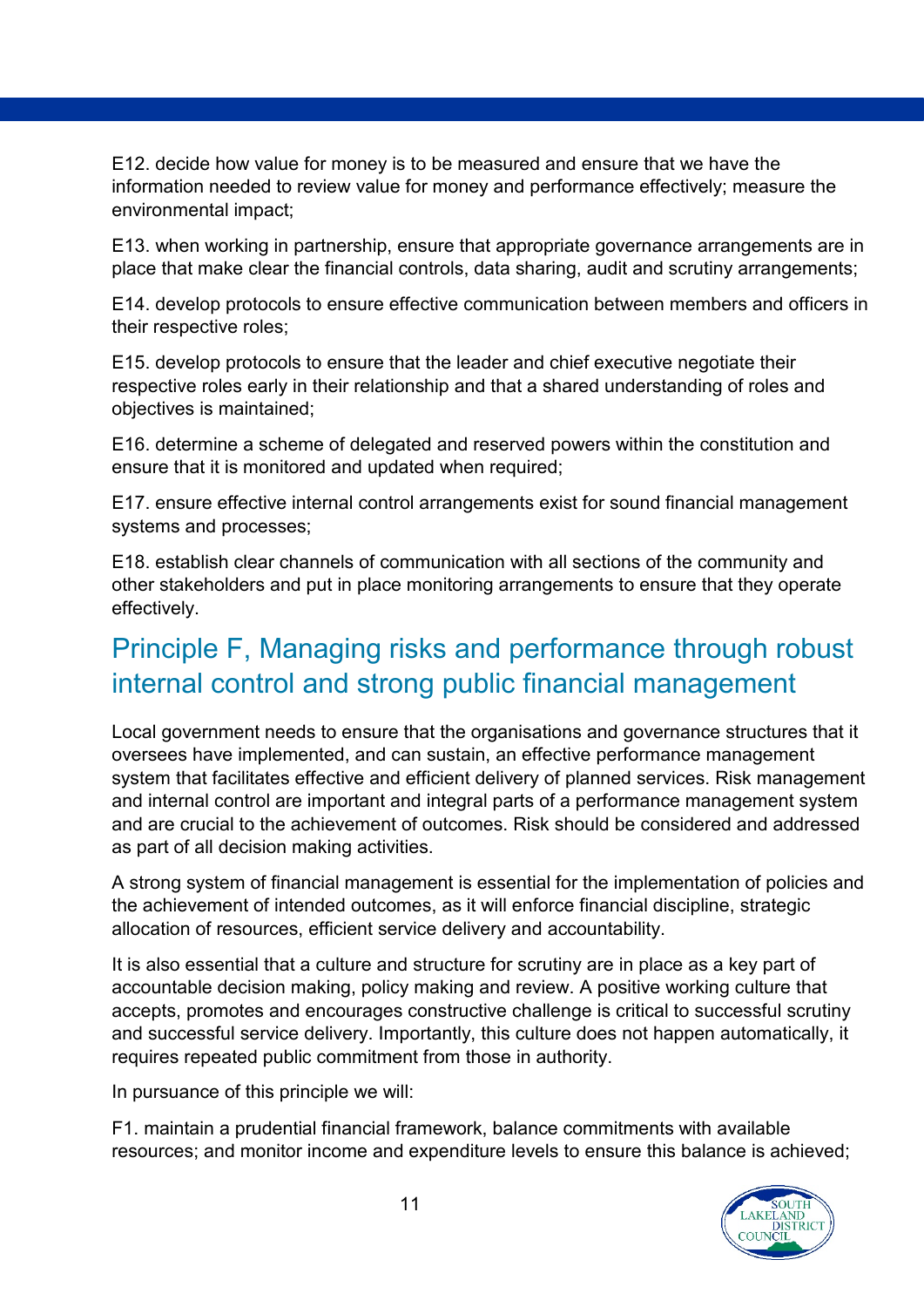E12. decide how value for money is to be measured and ensure that we have the information needed to review value for money and performance effectively; measure the environmental impact;

E13. when working in partnership, ensure that appropriate governance arrangements are in place that make clear the financial controls, data sharing, audit and scrutiny arrangements;

E14. develop protocols to ensure effective communication between members and officers in their respective roles;

E15. develop protocols to ensure that the leader and chief executive negotiate their respective roles early in their relationship and that a shared understanding of roles and objectives is maintained;

E16. determine a scheme of delegated and reserved powers within the constitution and ensure that it is monitored and updated when required;

E17. ensure effective internal control arrangements exist for sound financial management systems and processes;

E18. establish clear channels of communication with all sections of the community and other stakeholders and put in place monitoring arrangements to ensure that they operate effectively.

## Principle F, Managing risks and performance through robust internal control and strong public financial management

Local government needs to ensure that the organisations and governance structures that it oversees have implemented, and can sustain, an effective performance management system that facilitates effective and efficient delivery of planned services. Risk management and internal control are important and integral parts of a performance management system and are crucial to the achievement of outcomes. Risk should be considered and addressed as part of all decision making activities.

A strong system of financial management is essential for the implementation of policies and the achievement of intended outcomes, as it will enforce financial discipline, strategic allocation of resources, efficient service delivery and accountability.

It is also essential that a culture and structure for scrutiny are in place as a key part of accountable decision making, policy making and review. A positive working culture that accepts, promotes and encourages constructive challenge is critical to successful scrutiny and successful service delivery. Importantly, this culture does not happen automatically, it requires repeated public commitment from those in authority.

In pursuance of this principle we will:

F1. maintain a prudential financial framework, balance commitments with available resources; and monitor income and expenditure levels to ensure this balance is achieved;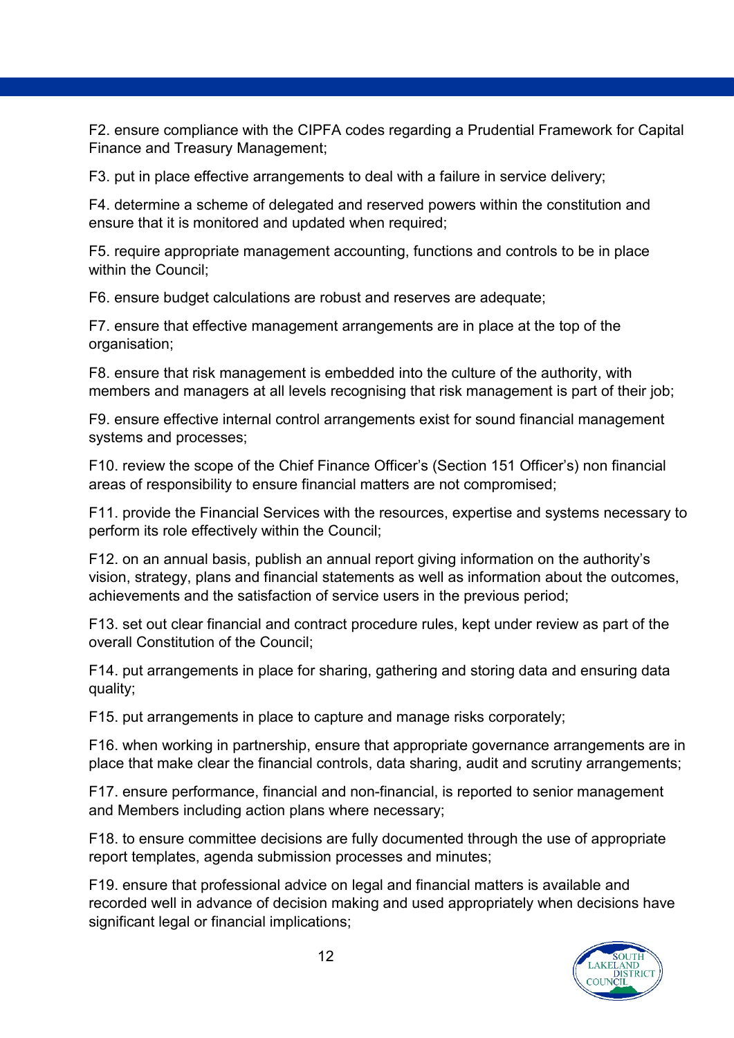F2. ensure compliance with the CIPFA codes regarding a Prudential Framework for Capital Finance and Treasury Management;

F3. put in place effective arrangements to deal with a failure in service delivery;

F4. determine a scheme of delegated and reserved powers within the constitution and ensure that it is monitored and updated when required;

F5. require appropriate management accounting, functions and controls to be in place within the Council;

F6. ensure budget calculations are robust and reserves are adequate;

F7. ensure that effective management arrangements are in place at the top of the organisation;

F8. ensure that risk management is embedded into the culture of the authority, with members and managers at all levels recognising that risk management is part of their job;

F9. ensure effective internal control arrangements exist for sound financial management systems and processes;

F10. review the scope of the Chief Finance Officer's (Section 151 Officer's) non financial areas of responsibility to ensure financial matters are not compromised;

F11. provide the Financial Services with the resources, expertise and systems necessary to perform its role effectively within the Council;

F12. on an annual basis, publish an annual report giving information on the authority's vision, strategy, plans and financial statements as well as information about the outcomes, achievements and the satisfaction of service users in the previous period;

F13. set out clear financial and contract procedure rules, kept under review as part of the overall Constitution of the Council;

F14. put arrangements in place for sharing, gathering and storing data and ensuring data quality;

F15. put arrangements in place to capture and manage risks corporately;

F16. when working in partnership, ensure that appropriate governance arrangements are in place that make clear the financial controls, data sharing, audit and scrutiny arrangements;

F17. ensure performance, financial and non-financial, is reported to senior management and Members including action plans where necessary;

F18. to ensure committee decisions are fully documented through the use of appropriate report templates, agenda submission processes and minutes;

F19. ensure that professional advice on legal and financial matters is available and recorded well in advance of decision making and used appropriately when decisions have significant legal or financial implications;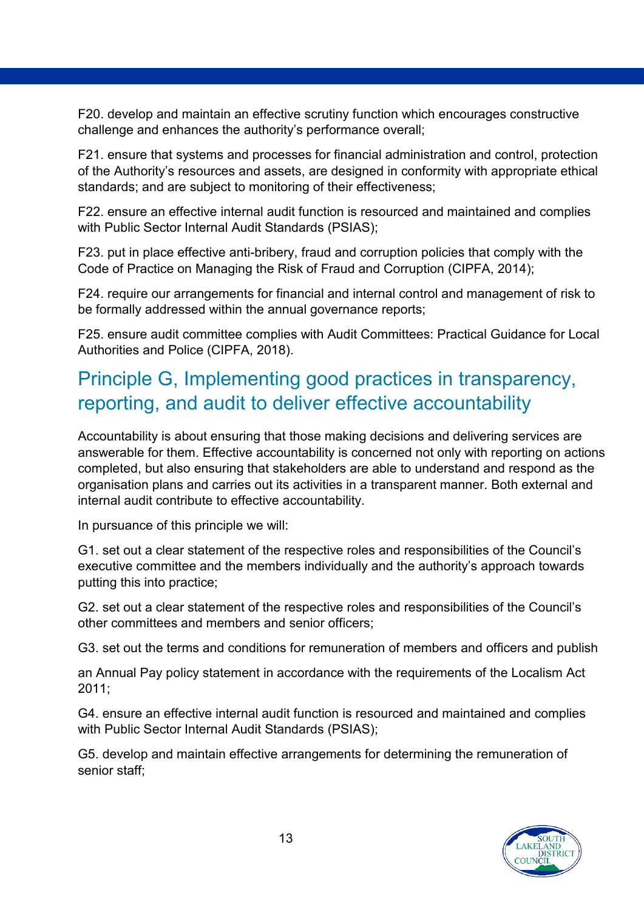F20. develop and maintain an effective scrutiny function which encourages constructive challenge and enhances the authority's performance overall;

F21. ensure that systems and processes for financial administration and control, protection of the Authority's resources and assets, are designed in conformity with appropriate ethical standards; and are subject to monitoring of their effectiveness;

F22. ensure an effective internal audit function is resourced and maintained and complies with Public Sector Internal Audit Standards (PSIAS);

F23. put in place effective anti-bribery, fraud and corruption policies that comply with the Code of Practice on Managing the Risk of Fraud and Corruption (CIPFA, 2014);

F24. require our arrangements for financial and internal control and management of risk to be formally addressed within the annual governance reports;

F25. ensure audit committee complies with Audit Committees: Practical Guidance for Local Authorities and Police (CIPFA, 2018).

## Principle G, Implementing good practices in transparency, reporting, and audit to deliver effective accountability

Accountability is about ensuring that those making decisions and delivering services are answerable for them. Effective accountability is concerned not only with reporting on actions completed, but also ensuring that stakeholders are able to understand and respond as the organisation plans and carries out its activities in a transparent manner. Both external and internal audit contribute to effective accountability.

In pursuance of this principle we will:

G1. set out a clear statement of the respective roles and responsibilities of the Council's executive committee and the members individually and the authority's approach towards putting this into practice;

G2. set out a clear statement of the respective roles and responsibilities of the Council's other committees and members and senior officers;

G3. set out the terms and conditions for remuneration of members and officers and publish

an Annual Pay policy statement in accordance with the requirements of the Localism Act 2011;

G4. ensure an effective internal audit function is resourced and maintained and complies with Public Sector Internal Audit Standards (PSIAS);

G5. develop and maintain effective arrangements for determining the remuneration of senior staff;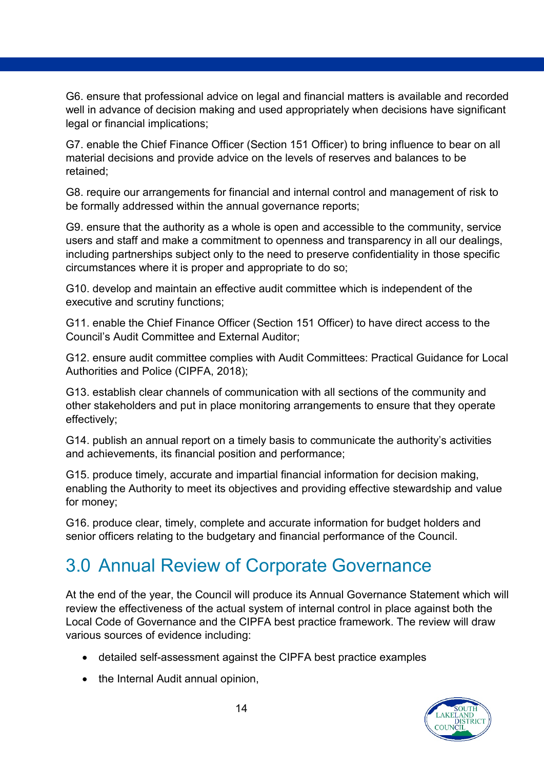G6. ensure that professional advice on legal and financial matters is available and recorded well in advance of decision making and used appropriately when decisions have significant legal or financial implications;

G7. enable the Chief Finance Officer (Section 151 Officer) to bring influence to bear on all material decisions and provide advice on the levels of reserves and balances to be retained;

G8. require our arrangements for financial and internal control and management of risk to be formally addressed within the annual governance reports;

G9. ensure that the authority as a whole is open and accessible to the community, service users and staff and make a commitment to openness and transparency in all our dealings, including partnerships subject only to the need to preserve confidentiality in those specific circumstances where it is proper and appropriate to do so;

G10. develop and maintain an effective audit committee which is independent of the executive and scrutiny functions;

G11. enable the Chief Finance Officer (Section 151 Officer) to have direct access to the Council's Audit Committee and External Auditor;

G12. ensure audit committee complies with Audit Committees: Practical Guidance for Local Authorities and Police (CIPFA, 2018);

G13. establish clear channels of communication with all sections of the community and other stakeholders and put in place monitoring arrangements to ensure that they operate effectively;

G14. publish an annual report on a timely basis to communicate the authority's activities and achievements, its financial position and performance;

G15. produce timely, accurate and impartial financial information for decision making, enabling the Authority to meet its objectives and providing effective stewardship and value for money;

G16. produce clear, timely, complete and accurate information for budget holders and senior officers relating to the budgetary and financial performance of the Council.

# 3.0 Annual Review of Corporate Governance

At the end of the year, the Council will produce its Annual Governance Statement which will review the effectiveness of the actual system of internal control in place against both the Local Code of Governance and the CIPFA best practice framework. The review will draw various sources of evidence including:

- detailed self-assessment against the CIPFA best practice examples
- the Internal Audit annual opinion,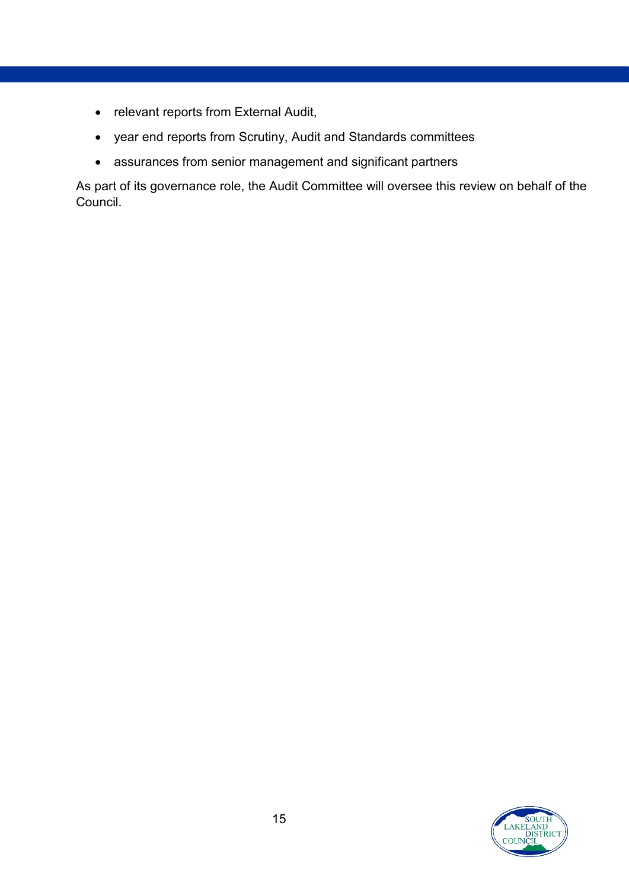- relevant reports from External Audit,
- year end reports from Scrutiny, Audit and Standards committees
- assurances from senior management and significant partners

As part of its governance role, the Audit Committee will oversee this review on behalf of the Council.